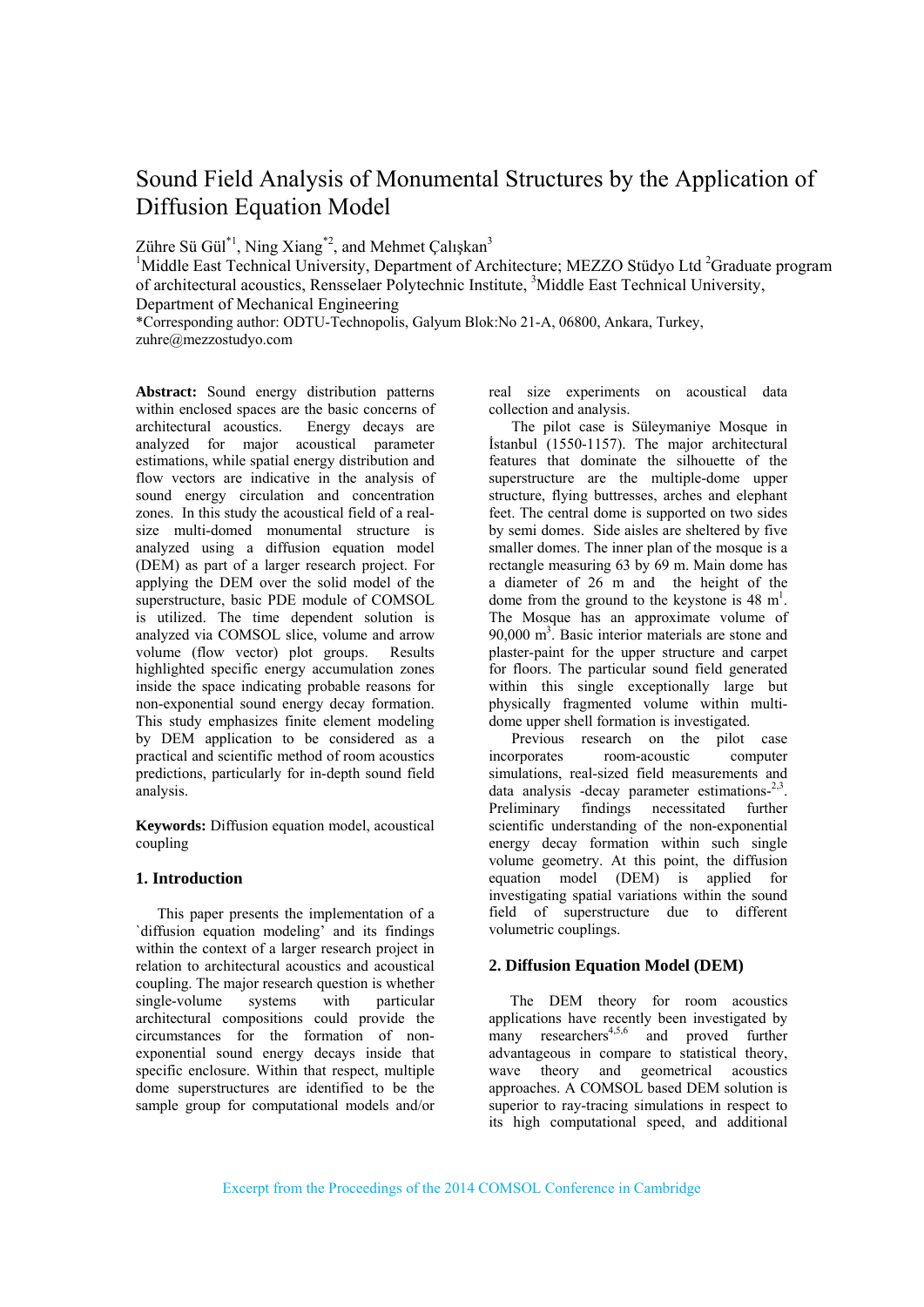# Sound Field Analysis of Monumental Structures by the Application of Diffusion Equation Model

Zühre Sü Gül[*1], Ning Xiang[*2], and Mehmet Çalışkan[3]

[1]Middle East Technical University, Department of Architecture; MEZZO Stüdyo Ltd [2]Graduate program of architectural acoustics, Rensselaer Polytechnic Institute, [3]Middle East Technical University, Department of Mechanical Engineering

*Corresponding author: ODTU-Technopolis, Galyum Blok:No 21-A, 06800, Ankara, Turkey, zuhre@mezzostudyo.com

**Abstract:** Sound energy distribution patterns within enclosed spaces are the basic concerns of architectural acoustics. Energy decays are analyzed for major acoustical parameter estimations, while spatial energy distribution and flow vectors are indicative in the analysis of sound energy circulation and concentration zones. In this study the acoustical field of a real-size multi-domed monumental structure is analyzed using a diffusion equation model (DEM) as part of a larger research project. For applying the DEM over the solid model of the superstructure, basic PDE module of COMSOL is utilized. The time dependent solution is analyzed via COMSOL slice, volume and arrow volume (flow vector) plot groups. Results highlighted specific energy accumulation zones inside the space indicating probable reasons for non-exponential sound energy decay formation. This study emphasizes finite element modeling by DEM application to be considered as a practical and scientific method of room acoustics predictions, particularly for in-depth sound field analysis.

**Keywords:** Diffusion equation model, acoustical coupling

## 1. Introduction

This paper presents the implementation of a `diffusion equation modeling' and its findings within the context of a larger research project in relation to architectural acoustics and acoustical coupling. The major research question is whether single-volume systems with particular architectural compositions could provide the circumstances for the formation of non-exponential sound energy decays inside that specific enclosure. Within that respect, multiple dome superstructures are identified to be the sample group for computational models and/or real size experiments on acoustical data collection and analysis.

The pilot case is Süleymaniye Mosque in İstanbul (1550-1157). The major architectural features that dominate the silhouette of the superstructure are the multiple-dome upper structure, flying buttresses, arches and elephant feet. The central dome is supported on two sides by semi domes. Side aisles are sheltered by five smaller domes. The inner plan of the mosque is a rectangle measuring 63 by 69 m. Main dome has a diameter of 26 m and the height of the dome from the ground to the keystone is 48 m[1]. The Mosque has an approximate volume of 90,000 $m^3$. Basic interior materials are stone and plaster-paint for the upper structure and carpet for floors. The particular sound field generated within this single exceptionally large but physically fragmented volume within multi-dome upper shell formation is investigated.

Previous research on the pilot case incorporates room-acoustic computer simulations, real-sized field measurements and data analysis -decay parameter estimations-[2,3]. Preliminary findings necessitated further scientific understanding of the non-exponential energy decay formation within such single volume geometry. At this point, the diffusion equation model (DEM) is applied for investigating spatial variations within the sound field of superstructure due to different volumetric couplings.

## 2. Diffusion Equation Model (DEM)

The DEM theory for room acoustics applications have recently been investigated by many researchers[4,5,6] and proved further advantageous in compare to statistical theory, wave theory and geometrical acoustics approaches. A COMSOL based DEM solution is superior to ray-tracing simulations in respect to its high computational speed, and additional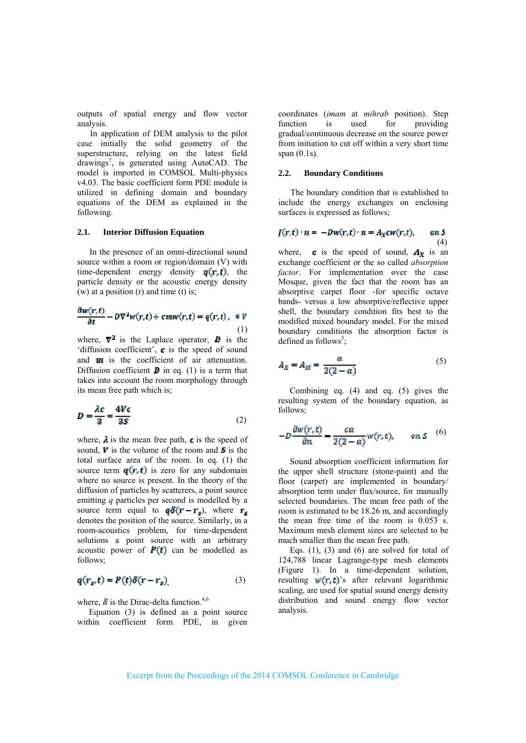outputs of spatial energy and flow vector analysis.

In application of DEM analysis to the pilot case initially the solid geometry of the superstructure, relying on the latest field drawings[7], is generated using AutoCAD. The model is imported in COMSOL Multi-physics v4.03. The basic coefficient form PDE module is utilized in defining domain and boundary equations of the DEM as explained in the following.

### 2.1. Interior Diffusion Equation

In the presence of an omni-directional sound source within a room or region/domain (V) with time-dependent energy density $q(r,t)$, the particle density or the acoustic energy density (w) at a position (r) and time (t) is;

$$\frac{\partial w(r,t)}{\partial t} - D\nabla^2 w(r,t) + cmw(r,t) = q(r,t), \quad \in V \tag{1}$$

where, $\nabla^2$ is the Laplace operator, $D$ is the 'diffusion coefficient', $c$ is the speed of sound and $m$ is the coefficient of air attenuation. Diffusion coefficient $D$ in eq. (1) is a term that takes into account the room morphology through its mean free path which is;

$$D = \frac{\lambda c}{3} = \frac{4Vc}{3S} \tag{2}$$

where, $\lambda$ is the mean free path, $c$ is the speed of sound, $V$ is the volume of the room and $S$ is the total surface area of the room. In eq. (1) the source term $q(r,t)$ is zero for any subdomain where no source is present. In the theory of the diffusion of particles by scatterers, a point source emitting $q$ particles per second is modelled by a source term equal to $q\delta(r - r_s)$, where $r_s$ denotes the position of the source. Similarly, in a room-acoustics problem, for time-dependent solutions a point source with an arbitrary acoustic power of $P(t)$ can be modelled as follows;

$$q(r_s, t) = P(t)\delta(r - r_s), \tag{3}$$

where, $\delta$ is the Dirac-delta function.[4,6]

Equation (3) is defined as a point source within coefficient form PDE, in given coordinates (*imam* at *mihrab* position). Step function is used for providing gradual/continuous decrease on the source power from initiation to cut off within a very short time span (0.1s).

### 2.2. Boundary Conditions

The boundary condition that is established to include the energy exchanges on enclosing surfaces is expressed as follows;

$$J(r,t) \cdot n = -Dw(r,t) \cdot n = A_X cw(r,t), \quad on\ S \tag{4}$$

where, $c$ is the speed of sound, $A_X$ is an exchange coefficient or the so called *absorption factor*. For implementation over the case Mosque, given the fact that the room has an absorptive carpet floor -for specific octave bands- versus a low absorptive/reflective upper shell, the boundary condition fits best to the modified mixed boundary model. For the mixed boundary conditions the absorption factor is defined as follows[5];

$$A_X = A_M = \frac{\alpha}{2(2-\alpha)} \tag{5}$$

Combining eq. (4) and eq. (5) gives the resulting system of the boundary equation, as follows;

$$-D\frac{\partial w(r,t)}{\partial n} = \frac{c\alpha}{2(2-\alpha)} w(r,t), \quad on\ S \tag{6}$$

Sound absorption coefficient information for the upper shell structure (stone-paint) and the floor (carpet) are implemented in boundary/absorption term under flux/source, for manually selected boundaries. The mean free path of the room is estimated to be 18.26 m, and accordingly the mean free time of the room is 0.053 s. Maximum mesh element sizes are selected to be much smaller than the mean free path.

Eqs. (1), (3) and (6) are solved for total of 124,788 linear Lagrange-type mesh elements (Figure 1). In a time-dependent solution, resulting $w(r,t)$'s after relevant logarithmic scaling, are used for spatial sound energy density distribution and sound energy flow vector analysis.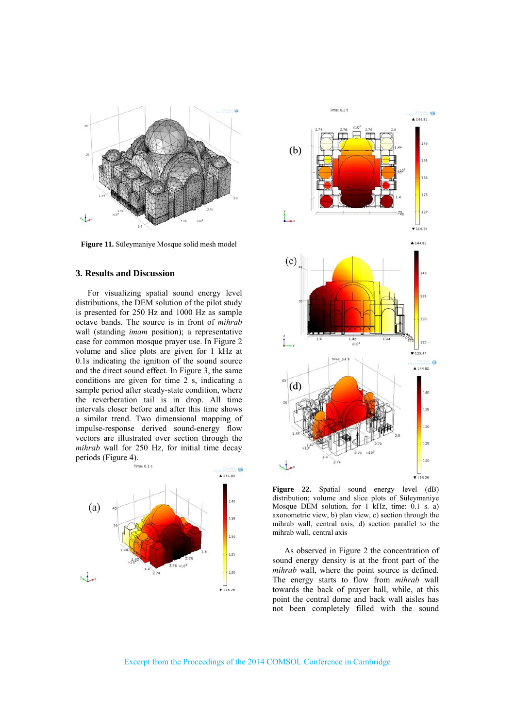**Figure 11.** Süleymaniye Mosque solid mesh model

## 3. Results and Discussion

For visualizing spatial sound energy level distributions, the DEM solution of the pilot study is presented for 250 Hz and 1000 Hz as sample octave bands. The source is in front of *mihrab* wall (standing *imam* position); a representative case for common mosque prayer use. In Figure 2 volume and slice plots are given for 1 kHz at 0.1s indicating the ignition of the sound source and the direct sound effect. In Figure 3, the same conditions are given for time 2 s, indicating a sample period after steady-state condition, where the reverberation tail is in drop. All time intervals closer before and after this time shows a similar trend. Two dimensional mapping of impulse-response derived sound-energy flow vectors are illustrated over section through the *mihrab* wall for 250 Hz, for initial time decay periods (Figure 4).

**Figure 22.** Spatial sound energy level (dB) distribution; volume and slice plots of Süleymaniye Mosque DEM solution, for 1 kHz, time: 0.1 s. a) axonometric view, b) plan view, c) section through the mihrab wall, central axis, d) section parallel to the mihrab wall, central axis

As observed in Figure 2 the concentration of sound energy density is at the front part of the *mihrab* wall, where the point source is defined. The energy starts to flow from *mihrab* wall towards the back of prayer hall, while, at this point the central dome and back wall aisles has not been completely filled with the sound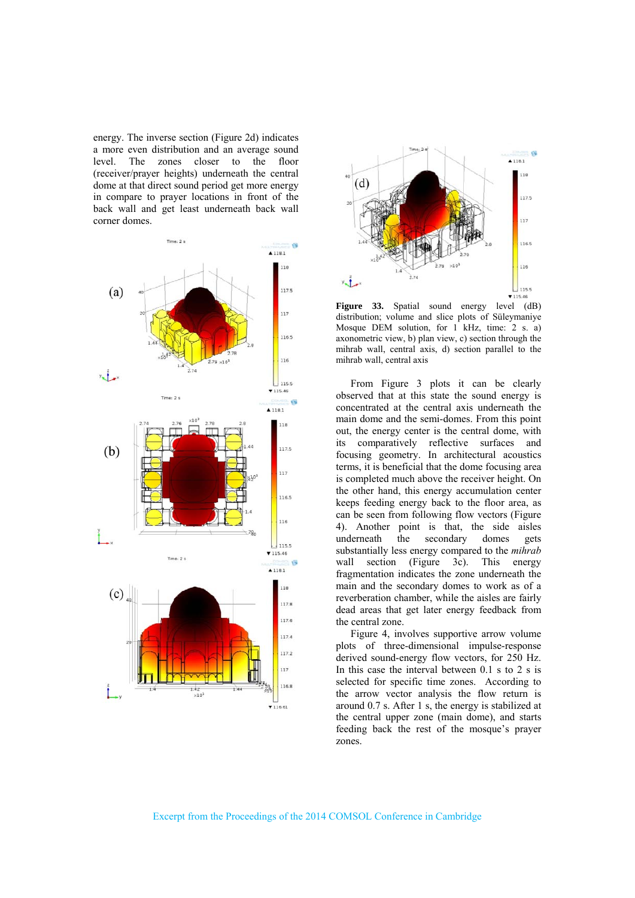energy. The inverse section (Figure 2d) indicates a more even distribution and an average sound level. The zones closer to the floor (receiver/prayer heights) underneath the central dome at that direct sound period get more energy in compare to prayer locations in front of the back wall and get least underneath back wall corner domes.

**Figure 33.** Spatial sound energy level (dB) distribution; volume and slice plots of Süleymaniye Mosque DEM solution, for 1 kHz, time: 2 s. a) axonometric view, b) plan view, c) section through the mihrab wall, central axis, d) section parallel to the mihrab wall, central axis

From Figure 3 plots it can be clearly observed that at this state the sound energy is concentrated at the central axis underneath the main dome and the semi-domes. From this point out, the energy center is the central dome, with its comparatively reflective surfaces and focusing geometry. In architectural acoustics terms, it is beneficial that the dome focusing area is completed much above the receiver height. On the other hand, this energy accumulation center keeps feeding energy back to the floor area, as can be seen from following flow vectors (Figure 4). Another point is that, the side aisles underneath the secondary domes gets substantially less energy compared to the *mihrab* wall section (Figure 3c). This energy fragmentation indicates the zone underneath the main and the secondary domes to work as of a reverberation chamber, while the aisles are fairly dead areas that get later energy feedback from the central zone.

Figure 4, involves supportive arrow volume plots of three-dimensional impulse-response derived sound-energy flow vectors, for 250 Hz. In this case the interval between 0.1 s to 2 s is selected for specific time zones. According to the arrow vector analysis the flow return is around 0.7 s. After 1 s, the energy is stabilized at the central upper zone (main dome), and starts feeding back the rest of the mosque's prayer zones.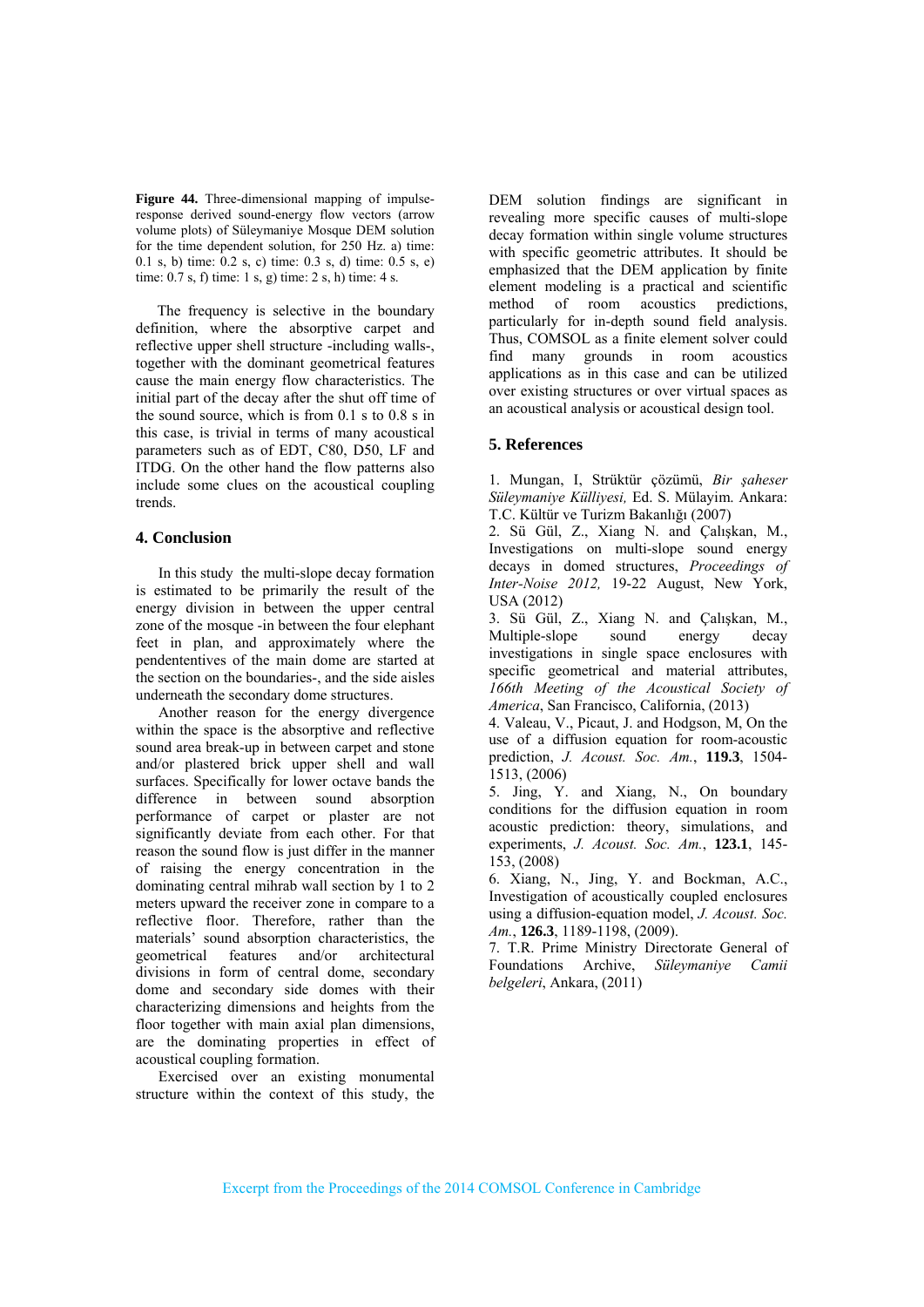**Figure 44.** Three-dimensional mapping of impulse-response derived sound-energy flow vectors (arrow volume plots) of Süleymaniye Mosque DEM solution for the time dependent solution, for 250 Hz. a) time: 0.1 s, b) time: 0.2 s, c) time: 0.3 s, d) time: 0.5 s, e) time: 0.7 s, f) time: 1 s, g) time: 2 s, h) time: 4 s.

The frequency is selective in the boundary definition, where the absorptive carpet and reflective upper shell structure -including walls-, together with the dominant geometrical features cause the main energy flow characteristics. The initial part of the decay after the shut off time of the sound source, which is from 0.1 s to 0.8 s in this case, is trivial in terms of many acoustical parameters such as of EDT, C80, D50, LF and ITDG. On the other hand the flow patterns also include some clues on the acoustical coupling trends.

## 4. Conclusion

In this study the multi-slope decay formation is estimated to be primarily the result of the energy division in between the upper central zone of the mosque -in between the four elephant feet in plan, and approximately where the pendententives of the main dome are started at the section on the boundaries-, and the side aisles underneath the secondary dome structures.

Another reason for the energy divergence within the space is the absorptive and reflective sound area break-up in between carpet and stone and/or plastered brick upper shell and wall surfaces. Specifically for lower octave bands the difference in between sound absorption performance of carpet or plaster are not significantly deviate from each other. For that reason the sound flow is just differ in the manner of raising the energy concentration in the dominating central mihrab wall section by 1 to 2 meters upward the receiver zone in compare to a reflective floor. Therefore, rather than the materials' sound absorption characteristics, the geometrical features and/or architectural divisions in form of central dome, secondary dome and secondary side domes with their characterizing dimensions and heights from the floor together with main axial plan dimensions, are the dominating properties in effect of acoustical coupling formation.

Exercised over an existing monumental structure within the context of this study, the DEM solution findings are significant in revealing more specific causes of multi-slope decay formation within single volume structures with specific geometric attributes. It should be emphasized that the DEM application by finite element modeling is a practical and scientific method of room acoustics predictions, particularly for in-depth sound field analysis. Thus, COMSOL as a finite element solver could find many grounds in room acoustics applications as in this case and can be utilized over existing structures or over virtual spaces as an acoustical analysis or acoustical design tool.

## 5. References

1. Mungan, I, Strüktür çözümü, *Bir şaheser Süleymaniye Külliyesi,* Ed. S. Mülayim. Ankara: T.C. Kültür ve Turizm Bakanlığı (2007)
2. Sü Gül, Z., Xiang N. and Çalışkan, M., Investigations on multi-slope sound energy decays in domed structures, *Proceedings of Inter-Noise 2012,* 19-22 August, New York, USA (2012)
3. Sü Gül, Z., Xiang N. and Çalışkan, M., Multiple-slope sound energy decay investigations in single space enclosures with specific geometrical and material attributes, *166th Meeting of the Acoustical Society of America*, San Francisco, California, (2013)
4. Valeau, V., Picaut, J. and Hodgson, M, On the use of a diffusion equation for room-acoustic prediction, *J. Acoust. Soc. Am.*, **119.3**, 1504-1513, (2006)
5. Jing, Y. and Xiang, N., On boundary conditions for the diffusion equation in room acoustic prediction: theory, simulations, and experiments, *J. Acoust. Soc. Am.*, **123.1**, 145-153, (2008)
6. Xiang, N., Jing, Y. and Bockman, A.C., Investigation of acoustically coupled enclosures using a diffusion-equation model, *J. Acoust. Soc. Am.*, **126.3**, 1189-1198, (2009).
7. T.R. Prime Ministry Directorate General of Foundations Archive, *Süleymaniye Camii belgeleri*, Ankara, (2011)